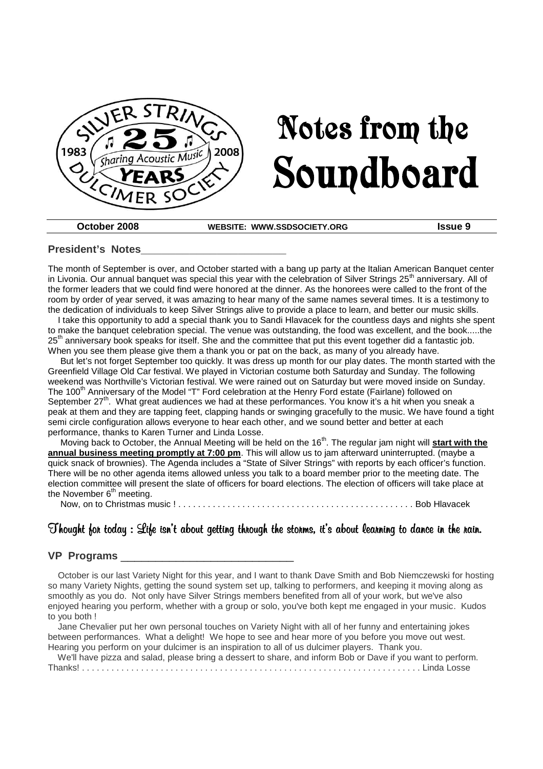# Notes from the Soundboard

**October 2008** | **WEBSITE: WWW.SSDSOCIETY.ORG** | **Issue 9**

## President's Notes

The month of September is over, and October started with a bang up party at the Italian American Banquet center in Livonia. Our annual banquet was special this year with the celebration of Silver Strings 25th anniversary. All of the former leaders that we could find were honored at the dinner. As the honorees were called to the front of the room by order of year served, it was amazing to hear many of the same names several times. It is a testimony to the dedication of individuals to keep Silver Strings alive to provide a place to learn, and better our music skills.

I take this opportunity to add a special thank you to Sandi Hlavacek for the countless days and nights she spent to make the banquet celebration special. The venue was outstanding, the food was excellent, and the book.....the 25th anniversary book speaks for itself. She and the committee that put this event together did a fantastic job. When you see them please give them a thank you or pat on the back, as many of you already have.

But let's not forget September too quickly. It was dress up month for our play dates. The month started with the Greenfield Village Old Car festival. We played in Victorian costume both Saturday and Sunday. The following weekend was Northville's Victorian festival. We were rained out on Saturday but were moved inside on Sunday. The 100th Anniversary of the Model "T" Ford celebration at the Henry Ford estate (Fairlane) followed on September 27th. What great audiences we had at these performances. You know it's a hit when you sneak a peak at them and they are tapping feet, clapping hands or swinging gracefully to the music. We have found a tight semi circle configuration allows everyone to hear each other, and we sound better and better at each performance, thanks to Karen Turner and Linda Losse.

Moving back to October, the Annual Meeting will be held on the 16th. The regular jam night will **start with the annual business meeting promptly at 7:00 pm**. This will allow us to jam afterward uninterrupted. (maybe a quick snack of brownies). The Agenda includes a "State of Silver Strings" with reports by each officer's function. There will be no other agenda items allowed unless you talk to a board member prior to the meeting date. The election committee will present the slate of officers for board elections. The election of officers will take place at the November 6th meeting.

Now, on to Christmas music ! . . . . . . . . . . . . . . . . . . . . . . . . . . . . . . . . . . . . . . . . . . . . . . . Bob Hlavacek

*Thought for today : Life isn't about getting through the storms, it's about learning to dance in the rain.*

## VP Programs

October is our last Variety Night for this year, and I want to thank Dave Smith and Bob Niemczewski for hosting so many Variety Nights, getting the sound system set up, talking to performers, and keeping it moving along as smoothly as you do. Not only have Silver Strings members benefited from all of your work, but we've also enjoyed hearing you perform, whether with a group or solo, you've both kept me engaged in your music. Kudos to you both !

Jane Chevalier put her own personal touches on Variety Night with all of her funny and entertaining jokes between performances. What a delight! We hope to see and hear more of you before you move out west. Hearing you perform on your dulcimer is an inspiration to all of us dulcimer players. Thank you.

We'll have pizza and salad, please bring a dessert to share, and inform Bob or Dave if you want to perform. Thanks! . . . . . . . . . . . . . . . . . . . . . . . . . . . . . . . . . . . . . . . . . . . . . . . . . . . . . . . . . . . . . . . . . . . . . Linda Losse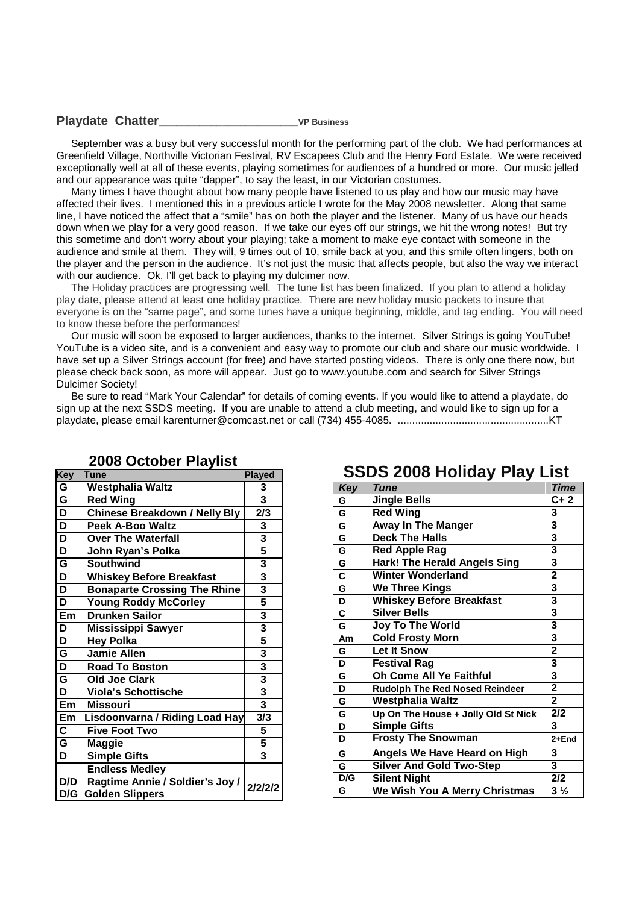## Playdate Chatter________________________VP Business

September was a busy but very successful month for the performing part of the club. We had performances at Greenfield Village, Northville Victorian Festival, RV Escapees Club and the Henry Ford Estate. We were received exceptionally well at all of these events, playing sometimes for audiences of a hundred or more. Our music jelled and our appearance was quite "dapper", to say the least, in our Victorian costumes.

Many times I have thought about how many people have listened to us play and how our music may have affected their lives. I mentioned this in a previous article I wrote for the May 2008 newsletter. Along that same line, I have noticed the affect that a "smile" has on both the player and the listener. Many of us have our heads down when we play for a very good reason. If we take our eyes off our strings, we hit the wrong notes! But try this sometime and don't worry about your playing; take a moment to make eye contact with someone in the audience and smile at them. They will, 9 times out of 10, smile back at you, and this smile often lingers, both on the player and the person in the audience. It's not just the music that affects people, but also the way we interact with our audience. Ok, I'll get back to playing my dulcimer now.

The Holiday practices are progressing well. The tune list has been finalized. If you plan to attend a holiday play date, please attend at least one holiday practice. There are new holiday music packets to insure that everyone is on the "same page", and some tunes have a unique beginning, middle, and tag ending. You will need to know these before the performances!

Our music will soon be exposed to larger audiences, thanks to the internet. Silver Strings is going YouTube! YouTube is a video site, and is a convenient and easy way to promote our club and share our music worldwide. I have set up a Silver Strings account (for free) and have started posting videos. There is only one there now, but please check back soon, as more will appear. Just go to www.youtube.com and search for Silver Strings Dulcimer Society!

Be sure to read "Mark Your Calendar" for details of coming events. If you would like to attend a playdate, do sign up at the next SSDS meeting. If you are unable to attend a club meeting, and would like to sign up for a playdate, please email karenturner@comcast.net or call (734) 455-4085. ....................................................KT

### 2008 October Playlist

| Key | Tune | Played |
|---|---|---|
| G | Westphalia Waltz | 3 |
| G | Red Wing | 3 |
| D | Chinese Breakdown / Nelly Bly | 2/3 |
| D | Peek A-Boo Waltz | 3 |
| D | Over The Waterfall | 3 |
| D | John Ryan's Polka | 5 |
| G | Southwind | 3 |
| D | Whiskey Before Breakfast | 3 |
| D | Bonaparte Crossing The Rhine | 3 |
| D | Young Roddy McCorley | 5 |
| Em | Drunken Sailor | 3 |
| D | Mississippi Sawyer | 3 |
| D | Hey Polka | 5 |
| G | Jamie Allen | 3 |
| D | Road To Boston | 3 |
| G | Old Joe Clark | 3 |
| D | Viola's Schottische | 3 |
| Em | Missouri | 3 |
| Em | Lisdoonvarna / Riding Load Hay | 3/3 |
| C | Five Foot Two | 5 |
| G | Maggie | 5 |
| D | Simple Gifts | 3 |
| | Endless Medley | |
| D/D D/G | Ragtime Annie / Soldier's Joy / Golden Slippers | 2/2/2/2 |

### SSDS 2008 Holiday Play List

| Key | Tune | Time |
|---|---|---|
| G | Jingle Bells | C+ 2 |
| G | Red Wing | 3 |
| G | Away In The Manger | 3 |
| G | Deck The Halls | 3 |
| G | Red Apple Rag | 3 |
| G | Hark! The Herald Angels Sing | 3 |
| C | Winter Wonderland | 2 |
| G | We Three Kings | 3 |
| D | Whiskey Before Breakfast | 3 |
| C | Silver Bells | 3 |
| G | Joy To The World | 3 |
| Am | Cold Frosty Morn | 3 |
| G | Let It Snow | 2 |
| D | Festival Rag | 3 |
| G | Oh Come All Ye Faithful | 3 |
| D | Rudolph The Red Nosed Reindeer | 2 |
| G | Westphalia Waltz | 2 |
| G | Up On The House + Jolly Old St Nick | 2/2 |
| D | Simple Gifts | 3 |
| D | Frosty The Snowman | 2+End |
| G | Angels We Have Heard on High | 3 |
| G | Silver And Gold Two-Step | 3 |
| D/G | Silent Night | 2/2 |
| G | We Wish You A Merry Christmas | 3 ½ |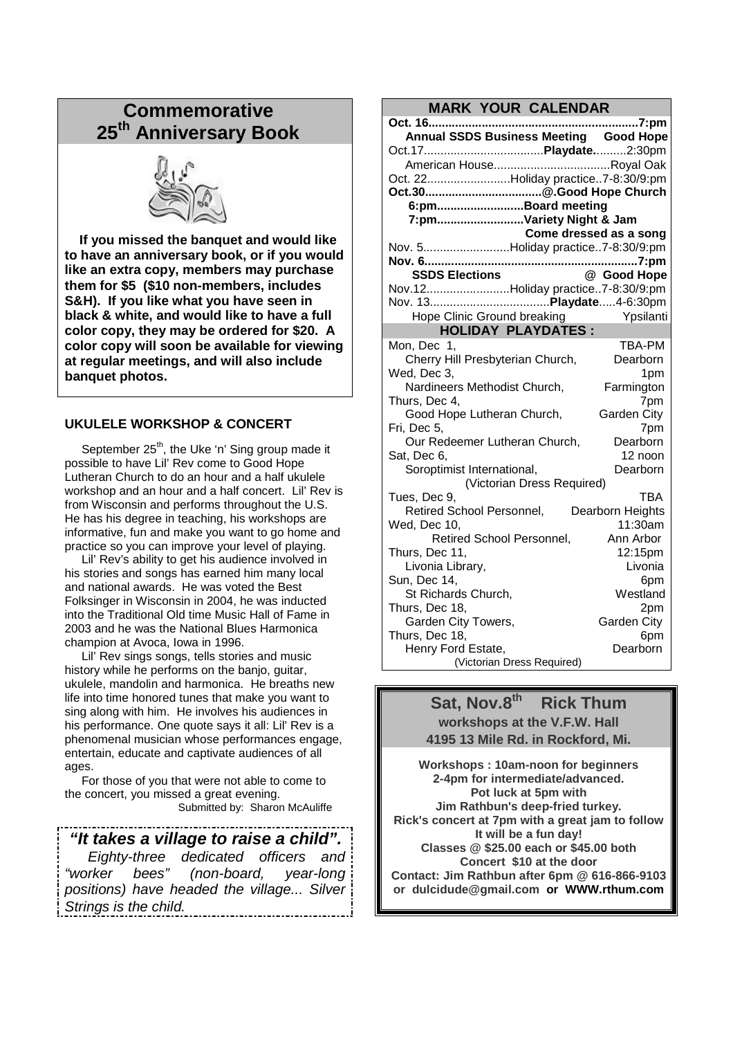## Commemorative 25th Anniversary Book

**If you missed the banquet and would like to have an anniversary book, or if you would like an extra copy, members may purchase them for $5 ($10 non-members, includes S&H). If you like what you have seen in black & white, and would like to have a full color copy, they may be ordered for $20. A color copy will soon be available for viewing at regular meetings, and will also include banquet photos.**

### UKULELE WORKSHOP & CONCERT

September 25th, the Uke 'n' Sing group made it possible to have Lil' Rev come to Good Hope Lutheran Church to do an hour and a half ukulele workshop and an hour and a half concert. Lil' Rev is from Wisconsin and performs throughout the U.S. He has his degree in teaching, his workshops are informative, fun and make you want to go home and practice so you can improve your level of playing.

Lil' Rev's ability to get his audience involved in his stories and songs has earned him many local and national awards. He was voted the Best Folksinger in Wisconsin in 2004, he was inducted into the Traditional Old time Music Hall of Fame in 2003 and he was the National Blues Harmonica champion at Avoca, Iowa in 1996.

Lil' Rev sings songs, tells stories and music history while he performs on the banjo, guitar, ukulele, mandolin and harmonica. He breaths new life into time honored tunes that make you want to sing along with him. He involves his audiences in his performance. One quote says it all: Lil' Rev is a phenomenal musician whose performances engage, entertain, educate and captivate audiences of all ages.

For those of you that were not able to come to the concert, you missed a great evening.

Submitted by: Sharon McAuliffe

***"It takes a village to raise a child".***

*Eighty-three dedicated officers and "worker bees" (non-board, year-long positions) have headed the village... Silver Strings is the child.*

### MARK YOUR CALENDAR

**Oct. 16..........7:pm**
**Annual SSDS Business Meeting Good Hope**

Oct.17..........**Playdate**..........2:30pm
American House..........Royal Oak

Oct. 22..........Holiday practice..7-8:30/9:pm

**Oct.30..........@.Good Hope Church**
**6:pm..........Board meeting**
**7:pm..........Variety Night & Jam**
**Come dressed as a song**

Nov. 5..........Holiday practice..7-8:30/9:pm

**Nov. 6..........7:pm**
**SSDS Elections @ Good Hope**

Nov.12..........Holiday practice..7-8:30/9:pm

Nov. 13..........**Playdate**.....4-6:30pm
Hope Clinic Ground breaking Ypsilanti

### HOLIDAY PLAYDATES :

| Date | Time / Location |
|---|---|
| Mon, Dec 1, | TBA-PM |
| Cherry Hill Presbyterian Church, | Dearborn |
| Wed, Dec 3, | 1pm |
| Nardineers Methodist Church, | Farmington |
| Thurs, Dec 4, | 7pm |
| Good Hope Lutheran Church, | Garden City |
| Fri, Dec 5, | 7pm |
| Our Redeemer Lutheran Church, | Dearborn |
| Sat, Dec 6, | 12 noon |
| Soroptimist International, (Victorian Dress Required) | Dearborn |
| Tues, Dec 9, | TBA |
| Retired School Personnel, | Dearborn Heights |
| Wed, Dec 10, | 11:30am |
| Retired School Personnel, | Ann Arbor |
| Thurs, Dec 11, | 12:15pm |
| Livonia Library, | Livonia |
| Sun, Dec 14, | 6pm |
| St Richards Church, | Westland |
| Thurs, Dec 18, | 2pm |
| Garden City Towers, | Garden City |
| Thurs, Dec 18, | 6pm |
| Henry Ford Estate, (Victorian Dress Required) | Dearborn |

### Sat, Nov.8th Rick Thum

**workshops at the V.F.W. Hall**
**4195 13 Mile Rd. in Rockford, Mi.**

**Workshops : 10am-noon for beginners**
**2-4pm for intermediate/advanced.**
**Pot luck at 5pm with**
**Jim Rathbun's deep-fried turkey.**
**Rick's concert at 7pm with a great jam to follow**
**It will be a fun day!**
**Classes @ $25.00 each or $45.00 both**
**Concert $10 at the door**
**Contact: Jim Rathbun after 6pm @ 616-866-9103 or dulcidude@gmail.com or WWW.rthum.com**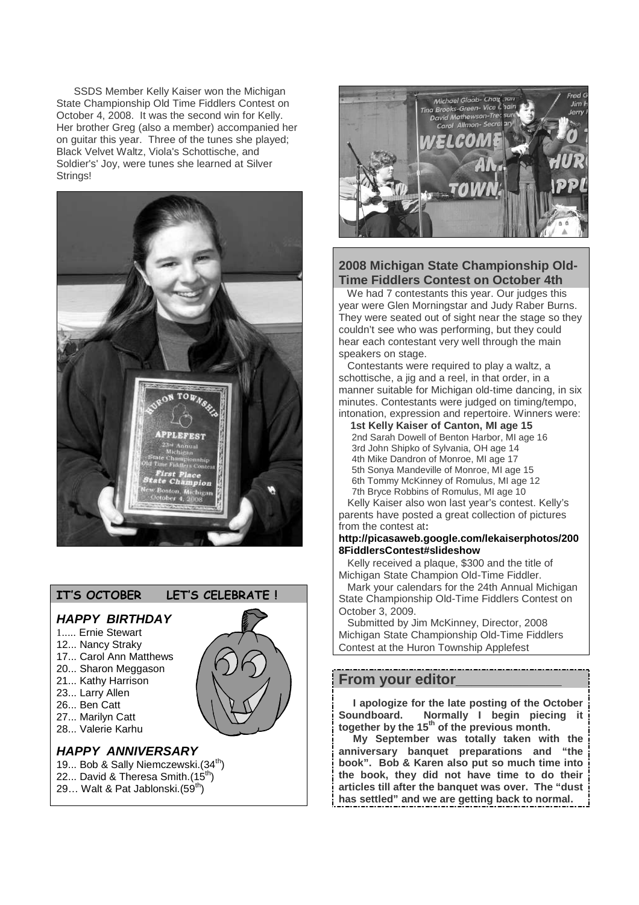SSDS Member Kelly Kaiser won the Michigan State Championship Old Time Fiddlers Contest on October 4, 2008. It was the second win for Kelly. Her brother Greg (also a member) accompanied her on guitar this year. Three of the tunes she played; Black Velvet Waltz, Viola's Schottische, and Soldier's' Joy, were tunes she learned at Silver Strings!

## IT'S OCTOBER LET'S CELEBRATE !

### *HAPPY BIRTHDAY*

1..... Ernie Stewart
12... Nancy Straky
17... Carol Ann Matthews
20... Sharon Meggason
21... Kathy Harrison
23... Larry Allen
26... Ben Catt
27... Marilyn Catt
28... Valerie Karhu

### *HAPPY ANNIVERSARY*

19... Bob & Sally Niemczewski.(34th)
22... David & Theresa Smith.(15th)
29… Walt & Pat Jablonski.(59th)

## 2008 Michigan State Championship Old-Time Fiddlers Contest on October 4th

We had 7 contestants this year. Our judges this year were Glen Morningstar and Judy Raber Burns. They were seated out of sight near the stage so they couldn't see who was performing, but they could hear each contestant very well through the main speakers on stage.

Contestants were required to play a waltz, a schottische, a jig and a reel, in that order, in a manner suitable for Michigan old-time dancing, in six minutes. Contestants were judged on timing/tempo, intonation, expression and repertoire. Winners were:

**1st Kelly Kaiser of Canton, MI age 15**
2nd Sarah Dowell of Benton Harbor, MI age 16
3rd John Shipko of Sylvania, OH age 14
4th Mike Dandron of Monroe, MI age 17
5th Sonya Mandeville of Monroe, MI age 15
6th Tommy McKinney of Romulus, MI age 12
7th Bryce Robbins of Romulus, MI age 10

Kelly Kaiser also won last year's contest. Kelly's parents have posted a great collection of pictures from the contest at:
**http://picasaweb.google.com/lekaiserphotos/2008FiddlersContest#slideshow**

Kelly received a plaque, $300 and the title of Michigan State Champion Old-Time Fiddler.

Mark your calendars for the 24th Annual Michigan State Championship Old-Time Fiddlers Contest on October 3, 2009.

Submitted by Jim McKinney, Director, 2008 Michigan State Championship Old-Time Fiddlers Contest at the Huron Township Applefest

## From your editor

**I apologize for the late posting of the October Soundboard. Normally I begin piecing it together by the 15th of the previous month.**

**My September was totally taken with the anniversary banquet preparations and "the book". Bob & Karen also put so much time into the book, they did not have time to do their articles till after the banquet was over. The "dust has settled" and we are getting back to normal.**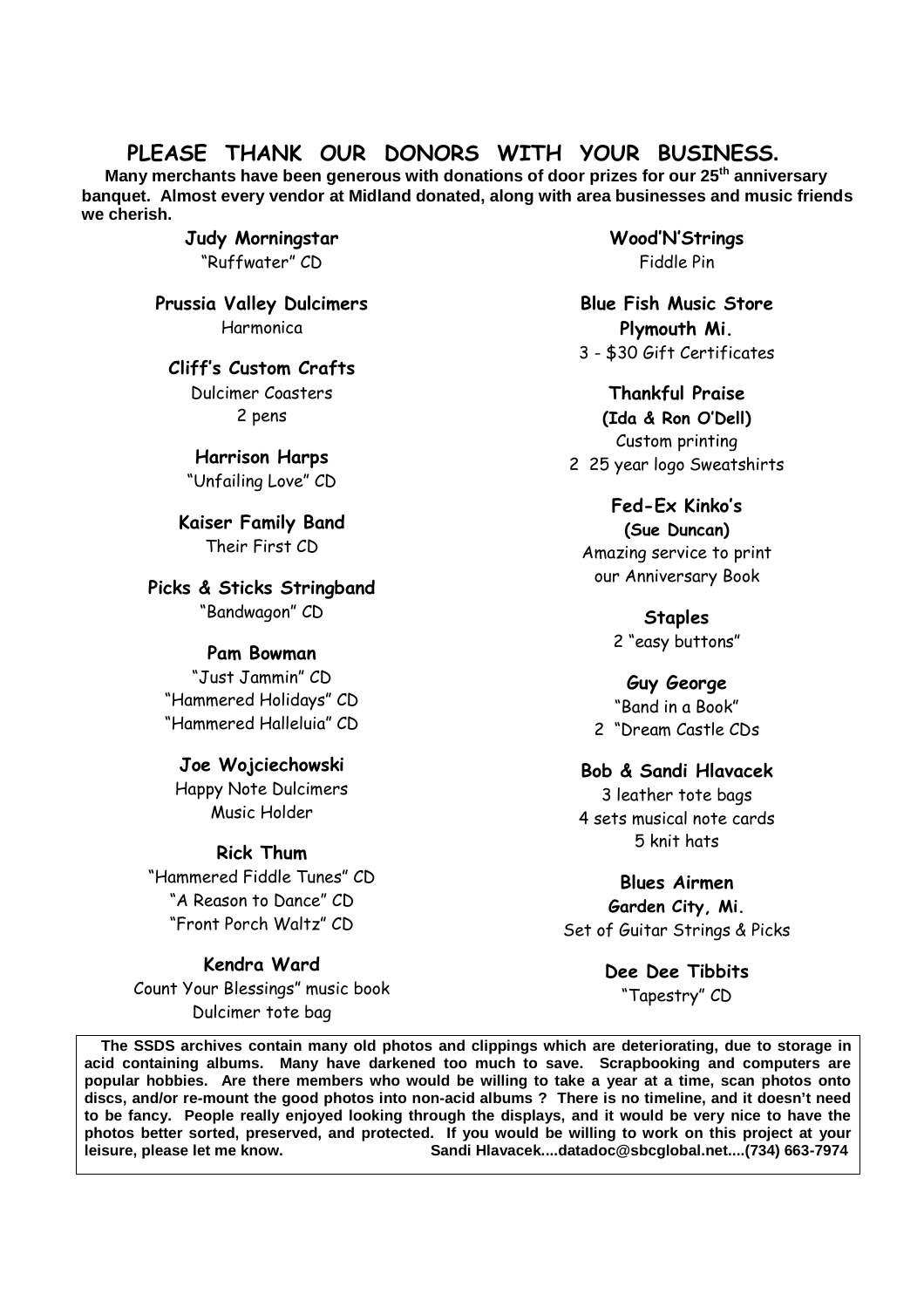# PLEASE THANK OUR DONORS WITH YOUR BUSINESS.

**Many merchants have been generous with donations of door prizes for our 25th anniversary banquet. Almost every vendor at Midland donated, along with area businesses and music friends we cherish.**

**Judy Morningstar**
"Ruffwater" CD

**Prussia Valley Dulcimers**
Harmonica

**Cliff's Custom Crafts**
Dulcimer Coasters
2 pens

**Harrison Harps**
"Unfailing Love" CD

**Kaiser Family Band**
Their First CD

**Picks & Sticks Stringband**
"Bandwagon" CD

**Pam Bowman**
"Just Jammin" CD
"Hammered Holidays" CD
"Hammered Halleluia" CD

**Joe Wojciechowski**
Happy Note Dulcimers
Music Holder

**Rick Thum**
"Hammered Fiddle Tunes" CD
"A Reason to Dance" CD
"Front Porch Waltz" CD

**Kendra Ward**
Count Your Blessings" music book
Dulcimer tote bag

**Wood'N'Strings**
Fiddle Pin

**Blue Fish Music Store**
**Plymouth Mi.**
3 - $30 Gift Certificates

**Thankful Praise**
**(Ida & Ron O'Dell)**
Custom printing
2 25 year logo Sweatshirts

**Fed-Ex Kinko's**
**(Sue Duncan)**
Amazing service to print
our Anniversary Book

**Staples**
2 "easy buttons"

**Guy George**
"Band in a Book"
2 "Dream Castle CDs

**Bob & Sandi Hlavacek**
3 leather tote bags
4 sets musical note cards
5 knit hats

**Blues Airmen**
**Garden City, Mi.**
Set of Guitar Strings & Picks

**Dee Dee Tibbits**
"Tapestry" CD

**The SSDS archives contain many old photos and clippings which are deteriorating, due to storage in acid containing albums. Many have darkened too much to save. Scrapbooking and computers are popular hobbies. Are there members who would be willing to take a year at a time, scan photos onto discs, and/or re-mount the good photos into non-acid albums ? There is no timeline, and it doesn't need to be fancy. People really enjoyed looking through the displays, and it would be very nice to have the photos better sorted, preserved, and protected. If you would be willing to work on this project at your leisure, please let me know. Sandi Hlavacek....datadoc@sbcglobal.net....(734) 663-7974**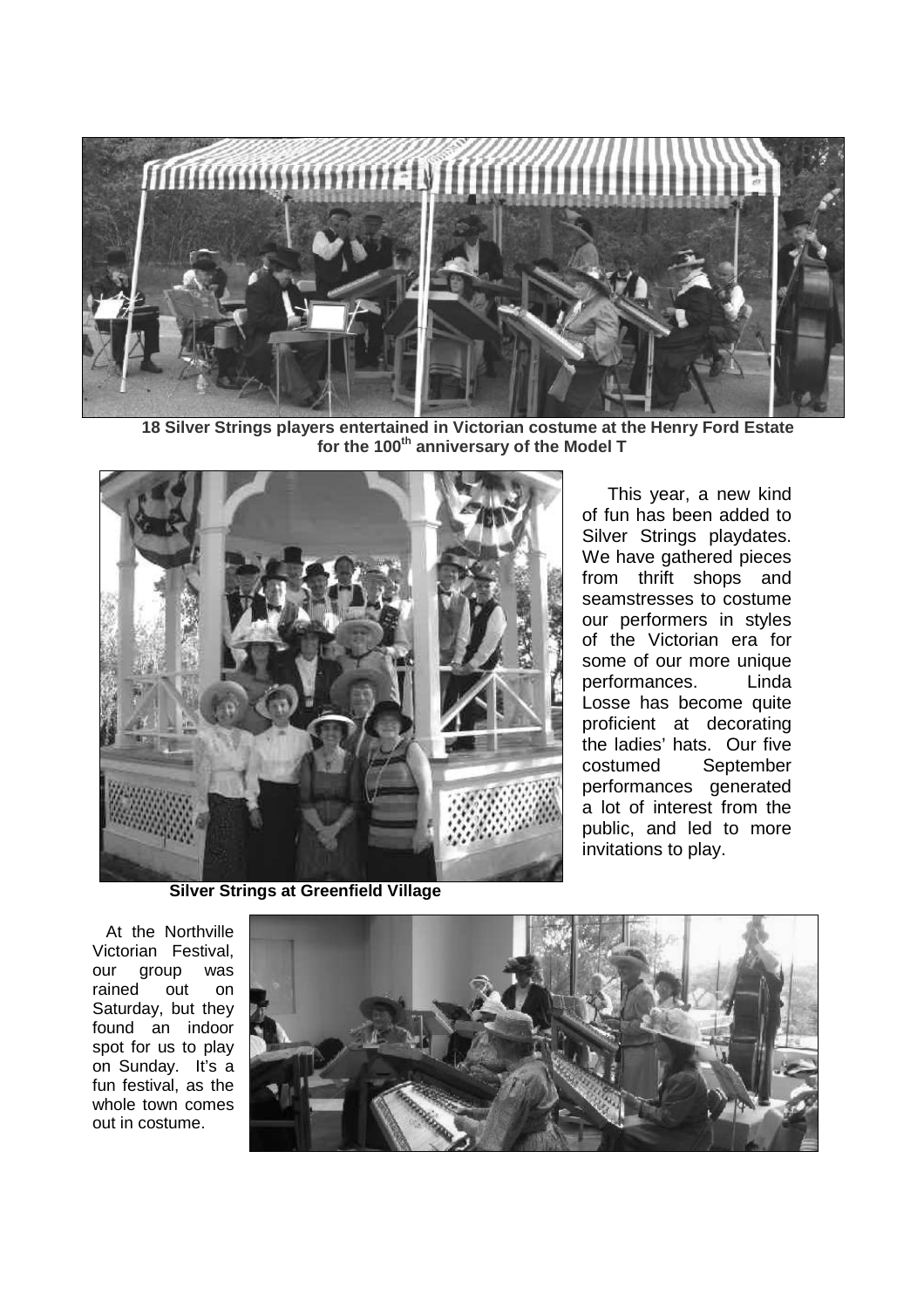**18 Silver Strings players entertained in Victorian costume at the Henry Ford Estate for the 100th anniversary of the Model T**

**Silver Strings at Greenfield Village**

This year, a new kind of fun has been added to Silver Strings playdates. We have gathered pieces from thrift shops and seamstresses to costume our performers in styles of the Victorian era for some of our more unique performances. Linda Losse has become quite proficient at decorating the ladies' hats. Our five costumed September performances generated a lot of interest from the public, and led to more invitations to play.

At the Northville Victorian Festival, our group was rained out on Saturday, but they found an indoor spot for us to play on Sunday. It's a fun festival, as the whole town comes out in costume.